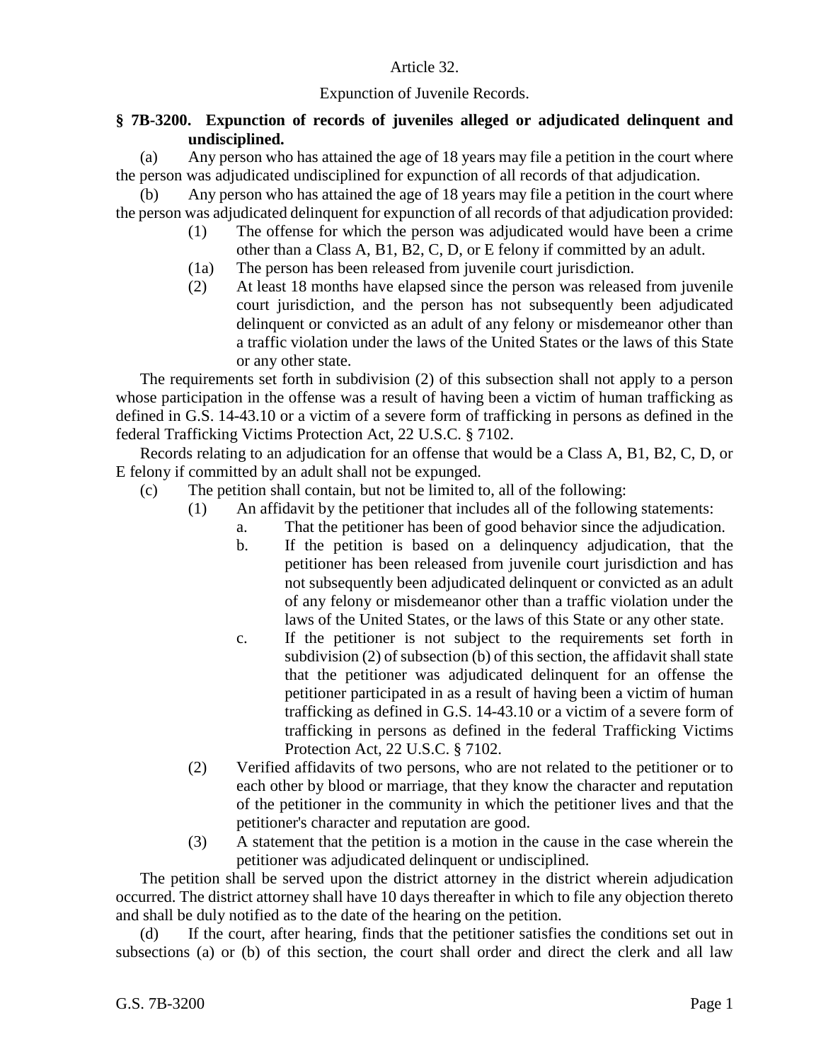Article 32.

Expunction of Juvenile Records.

**§ 7B-3200. Expunction of records of juveniles alleged or adjudicated delinquent and undisciplined.**

(a) Any person who has attained the age of 18 years may file a petition in the court where the person was adjudicated undisciplined for expunction of all records of that adjudication.

(b) Any person who has attained the age of 18 years may file a petition in the court where the person was adjudicated delinquent for expunction of all records of that adjudication provided:

- (1) The offense for which the person was adjudicated would have been a crime other than a Class A, B1, B2, C, D, or E felony if committed by an adult.
- (1a) The person has been released from juvenile court jurisdiction.
- (2) At least 18 months have elapsed since the person was released from juvenile court jurisdiction, and the person has not subsequently been adjudicated delinquent or convicted as an adult of any felony or misdemeanor other than a traffic violation under the laws of the United States or the laws of this State or any other state.

The requirements set forth in subdivision (2) of this subsection shall not apply to a person whose participation in the offense was a result of having been a victim of human trafficking as defined in G.S. 14-43.10 or a victim of a severe form of trafficking in persons as defined in the federal Trafficking Victims Protection Act, 22 U.S.C. § 7102.

Records relating to an adjudication for an offense that would be a Class A, B1, B2, C, D, or E felony if committed by an adult shall not be expunged.

(c) The petition shall contain, but not be limited to, all of the following:

- (1) An affidavit by the petitioner that includes all of the following statements:
  - a. That the petitioner has been of good behavior since the adjudication.
  - b. If the petition is based on a delinquency adjudication, that the petitioner has been released from juvenile court jurisdiction and has not subsequently been adjudicated delinquent or convicted as an adult of any felony or misdemeanor other than a traffic violation under the laws of the United States, or the laws of this State or any other state.
  - c. If the petitioner is not subject to the requirements set forth in subdivision (2) of subsection (b) of this section, the affidavit shall state that the petitioner was adjudicated delinquent for an offense the petitioner participated in as a result of having been a victim of human trafficking as defined in G.S. 14-43.10 or a victim of a severe form of trafficking in persons as defined in the federal Trafficking Victims Protection Act, 22 U.S.C. § 7102.
- (2) Verified affidavits of two persons, who are not related to the petitioner or to each other by blood or marriage, that they know the character and reputation of the petitioner in the community in which the petitioner lives and that the petitioner's character and reputation are good.
- (3) A statement that the petition is a motion in the cause in the case wherein the petitioner was adjudicated delinquent or undisciplined.

The petition shall be served upon the district attorney in the district wherein adjudication occurred. The district attorney shall have 10 days thereafter in which to file any objection thereto and shall be duly notified as to the date of the hearing on the petition.

(d) If the court, after hearing, finds that the petitioner satisfies the conditions set out in subsections (a) or (b) of this section, the court shall order and direct the clerk and all law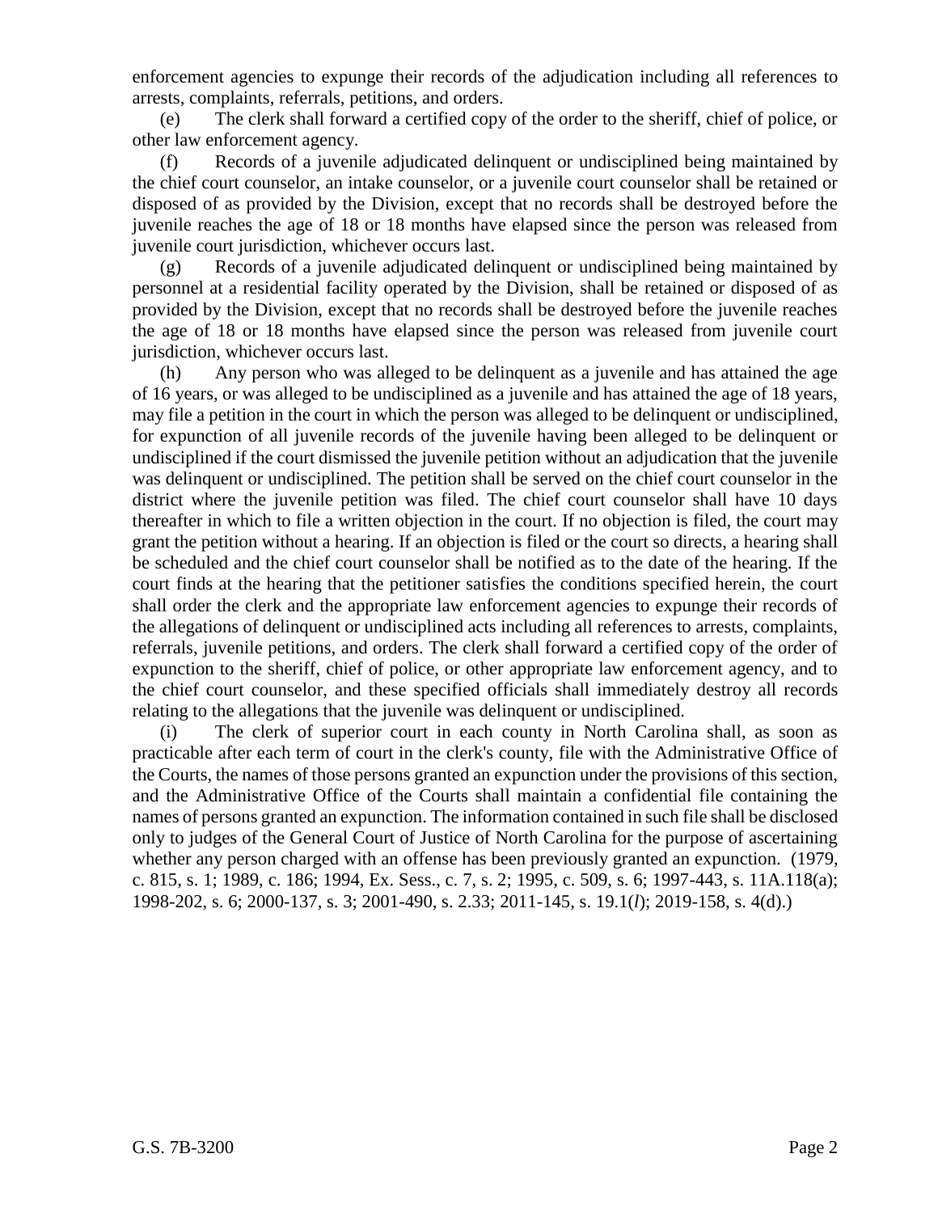enforcement agencies to expunge their records of the adjudication including all references to arrests, complaints, referrals, petitions, and orders.

(e) The clerk shall forward a certified copy of the order to the sheriff, chief of police, or other law enforcement agency.

(f) Records of a juvenile adjudicated delinquent or undisciplined being maintained by the chief court counselor, an intake counselor, or a juvenile court counselor shall be retained or disposed of as provided by the Division, except that no records shall be destroyed before the juvenile reaches the age of 18 or 18 months have elapsed since the person was released from juvenile court jurisdiction, whichever occurs last.

(g) Records of a juvenile adjudicated delinquent or undisciplined being maintained by personnel at a residential facility operated by the Division, shall be retained or disposed of as provided by the Division, except that no records shall be destroyed before the juvenile reaches the age of 18 or 18 months have elapsed since the person was released from juvenile court jurisdiction, whichever occurs last.

(h) Any person who was alleged to be delinquent as a juvenile and has attained the age of 16 years, or was alleged to be undisciplined as a juvenile and has attained the age of 18 years, may file a petition in the court in which the person was alleged to be delinquent or undisciplined, for expunction of all juvenile records of the juvenile having been alleged to be delinquent or undisciplined if the court dismissed the juvenile petition without an adjudication that the juvenile was delinquent or undisciplined. The petition shall be served on the chief court counselor in the district where the juvenile petition was filed. The chief court counselor shall have 10 days thereafter in which to file a written objection in the court. If no objection is filed, the court may grant the petition without a hearing. If an objection is filed or the court so directs, a hearing shall be scheduled and the chief court counselor shall be notified as to the date of the hearing. If the court finds at the hearing that the petitioner satisfies the conditions specified herein, the court shall order the clerk and the appropriate law enforcement agencies to expunge their records of the allegations of delinquent or undisciplined acts including all references to arrests, complaints, referrals, juvenile petitions, and orders. The clerk shall forward a certified copy of the order of expunction to the sheriff, chief of police, or other appropriate law enforcement agency, and to the chief court counselor, and these specified officials shall immediately destroy all records relating to the allegations that the juvenile was delinquent or undisciplined.

(i) The clerk of superior court in each county in North Carolina shall, as soon as practicable after each term of court in the clerk's county, file with the Administrative Office of the Courts, the names of those persons granted an expunction under the provisions of this section, and the Administrative Office of the Courts shall maintain a confidential file containing the names of persons granted an expunction. The information contained in such file shall be disclosed only to judges of the General Court of Justice of North Carolina for the purpose of ascertaining whether any person charged with an offense has been previously granted an expunction. (1979, c. 815, s. 1; 1989, c. 186; 1994, Ex. Sess., c. 7, s. 2; 1995, c. 509, s. 6; 1997-443, s. 11A.118(a); 1998-202, s. 6; 2000-137, s. 3; 2001-490, s. 2.33; 2011-145, s. 19.1(*l*); 2019-158, s. 4(d).)